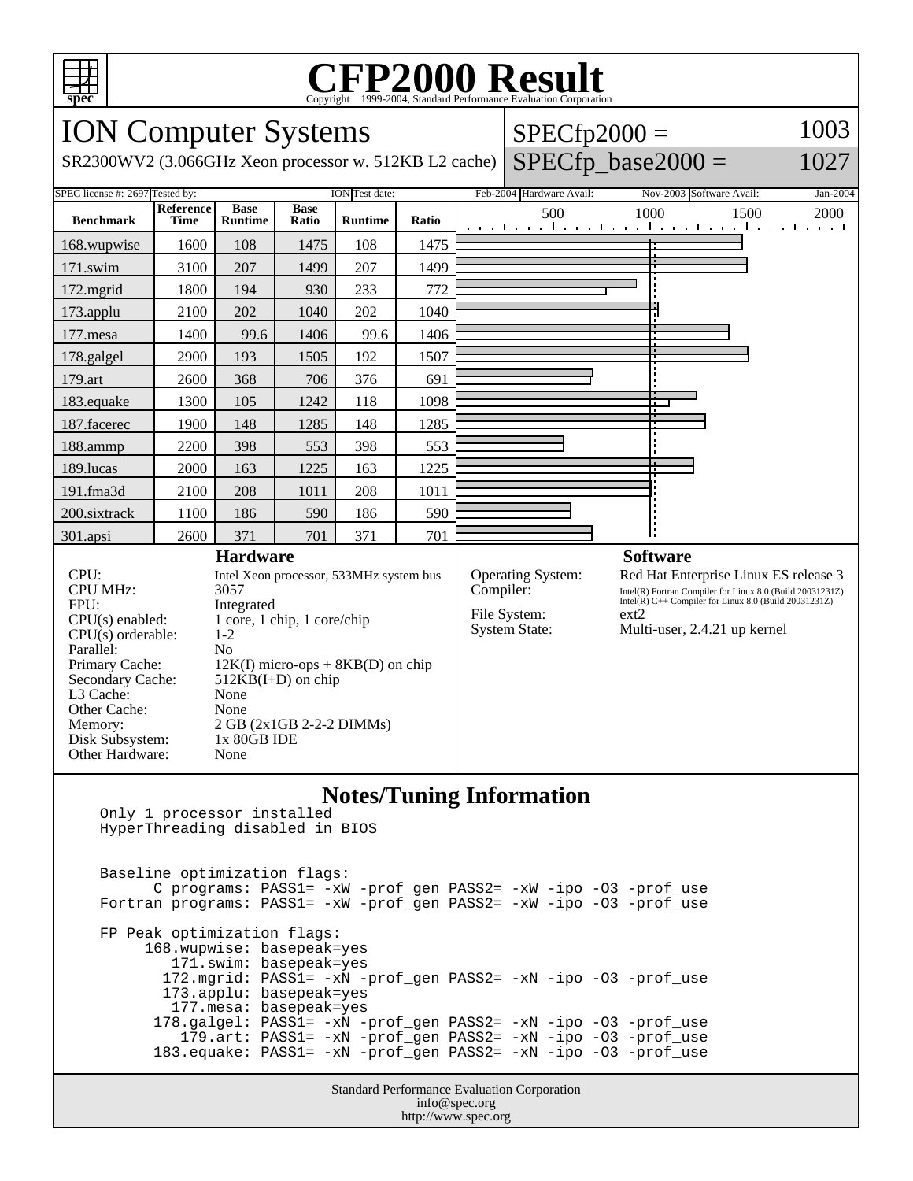# CFP2000 Result

Copyright 1999-2004, Standard Performance Evaluation Corporation

## ION Computer Systems

SR2300WV2 (3.066GHz Xeon processor w. 512KB L2 cache)

SPECfp2000 = 1003

SPECfp_base2000 = 1027

| SPEC license #: 2697 | Tested by: ION | Test date: Feb-2004 | Hardware Avail: Nov-2003 | Software Avail: Jan-2004 |
|---|---|---|---|---|

| Benchmark | Reference Time | Base Runtime | Base Ratio | Runtime | Ratio |
|---|---|---|---|---|---|
| 168.wupwise | 1600 | 108 | 1475 | 108 | 1475 |
| 171.swim | 3100 | 207 | 1499 | 207 | 1499 |
| 172.mgrid | 1800 | 194 | 930 | 233 | 772 |
| 173.applu | 2100 | 202 | 1040 | 202 | 1040 |
| 177.mesa | 1400 | 99.6 | 1406 | 99.6 | 1406 |
| 178.galgel | 2900 | 193 | 1505 | 192 | 1507 |
| 179.art | 2600 | 368 | 706 | 376 | 691 |
| 183.equake | 1300 | 105 | 1242 | 118 | 1098 |
| 187.facerec | 1900 | 148 | 1285 | 148 | 1285 |
| 188.ammp | 2200 | 398 | 553 | 398 | 553 |
| 189.lucas | 2000 | 163 | 1225 | 163 | 1225 |
| 191.fma3d | 2100 | 208 | 1011 | 208 | 1011 |
| 200.sixtrack | 1100 | 186 | 590 | 186 | 590 |
| 301.apsi | 2600 | 371 | 701 | 371 | 701 |

### Hardware

| | |
|---|---|
| CPU: | Intel Xeon processor, 533MHz system bus |
| CPU MHz: | 3057 |
| FPU: | Integrated |
| CPU(s) enabled: | 1 core, 1 chip, 1 core/chip |
| CPU(s) orderable: | 1-2 |
| Parallel: | No |
| Primary Cache: | 12K(I) micro-ops + 8KB(D) on chip |
| Secondary Cache: | 512KB(I+D) on chip |
| L3 Cache: | None |
| Other Cache: | None |
| Memory: | 2 GB (2x1GB 2-2-2 DIMMs) |
| Disk Subsystem: | 1x 80GB IDE |
| Other Hardware: | None |

### Software

| | |
|---|---|
| Operating System: | Red Hat Enterprise Linux ES release 3 |
| Compiler: | Intel(R) Fortran Compiler for Linux 8.0 (Build 20031231Z) Intel(R) C++ Compiler for Linux 8.0 (Build 20031231Z) |
| File System: | ext2 |
| System State: | Multi-user, 2.4.21 up kernel |

### Notes/Tuning Information

```
Only 1 processor installed
HyperThreading disabled in BIOS


Baseline optimization flags:
      C programs: PASS1= -xW -prof_gen PASS2= -xW -ipo -O3 -prof_use
Fortran programs: PASS1= -xW -prof_gen PASS2= -xW -ipo -O3 -prof_use

FP Peak optimization flags:
     168.wupwise: basepeak=yes
        171.swim: basepeak=yes
       172.mgrid: PASS1= -xN -prof_gen PASS2= -xN -ipo -O3 -prof_use
       173.applu: basepeak=yes
        177.mesa: basepeak=yes
      178.galgel: PASS1= -xN -prof_gen PASS2= -xN -ipo -O3 -prof_use
         179.art: PASS1= -xN -prof_gen PASS2= -xN -ipo -O3 -prof_use
      183.equake: PASS1= -xN -prof_gen PASS2= -xN -ipo -O3 -prof_use
```

Standard Performance Evaluation Corporation
info@spec.org
http://www.spec.org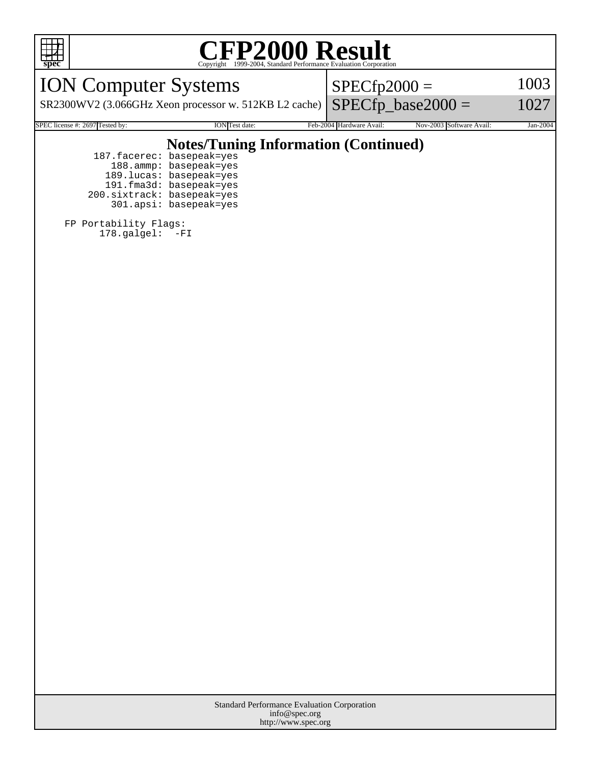# CFP2000 Result

Copyright 1999-2004, Standard Performance Evaluation Corporation

## ION Computer Systems

SR2300WV2 (3.066GHz Xeon processor w. 512KB L2 cache)

SPECfp2000 = 1003

SPECfp_base2000 = 1027

| SPEC license #: 2697 | Tested by: ION | Test date: Feb-2004 | Hardware Avail: Nov-2003 | Software Avail: Jan-2004 |
|---|---|---|---|---|

### Notes/Tuning Information (Continued)

```
     187.facerec: basepeak=yes
        188.ammp: basepeak=yes
       189.lucas: basepeak=yes
       191.fma3d: basepeak=yes
    200.sixtrack: basepeak=yes
        301.apsi: basepeak=yes

  FP Portability Flags:
      178.galgel:  -FI
```

Standard Performance Evaluation Corporation
info@spec.org
http://www.spec.org